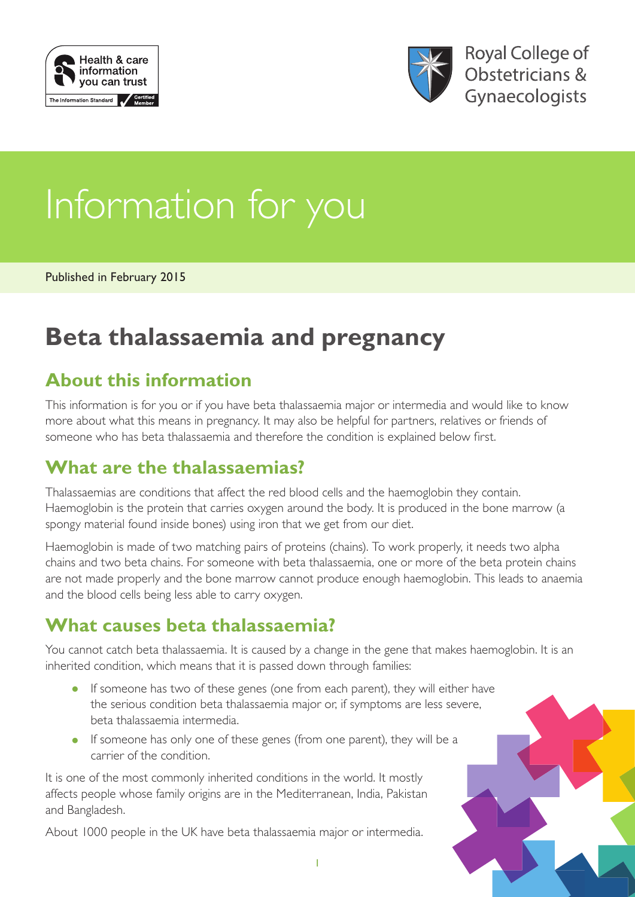Health & care information you can trust

The Information Standard Certified Member

Royal College of Obstetricians & Gynaecologists

# Information for you

Published in February 2015

# Beta thalassaemia and pregnancy

## About this information

This information is for you or if you have beta thalassaemia major or intermedia and would like to know more about what this means in pregnancy. It may also be helpful for partners, relatives or friends of someone who has beta thalassaemia and therefore the condition is explained below first.

## What are the thalassaemias?

Thalassaemias are conditions that affect the red blood cells and the haemoglobin they contain. Haemoglobin is the protein that carries oxygen around the body. It is produced in the bone marrow (a spongy material found inside bones) using iron that we get from our diet.

Haemoglobin is made of two matching pairs of proteins (chains). To work properly, it needs two alpha chains and two beta chains. For someone with beta thalassaemia, one or more of the beta protein chains are not made properly and the bone marrow cannot produce enough haemoglobin. This leads to anaemia and the blood cells being less able to carry oxygen.

## What causes beta thalassaemia?

You cannot catch beta thalassaemia. It is caused by a change in the gene that makes haemoglobin. It is an inherited condition, which means that it is passed down through families:

- If someone has two of these genes (one from each parent), they will either have the serious condition beta thalassaemia major or, if symptoms are less severe, beta thalassaemia intermedia.
- If someone has only one of these genes (from one parent), they will be a carrier of the condition.

It is one of the most commonly inherited conditions in the world. It mostly affects people whose family origins are in the Mediterranean, India, Pakistan and Bangladesh.

About 1000 people in the UK have beta thalassaemia major or intermedia.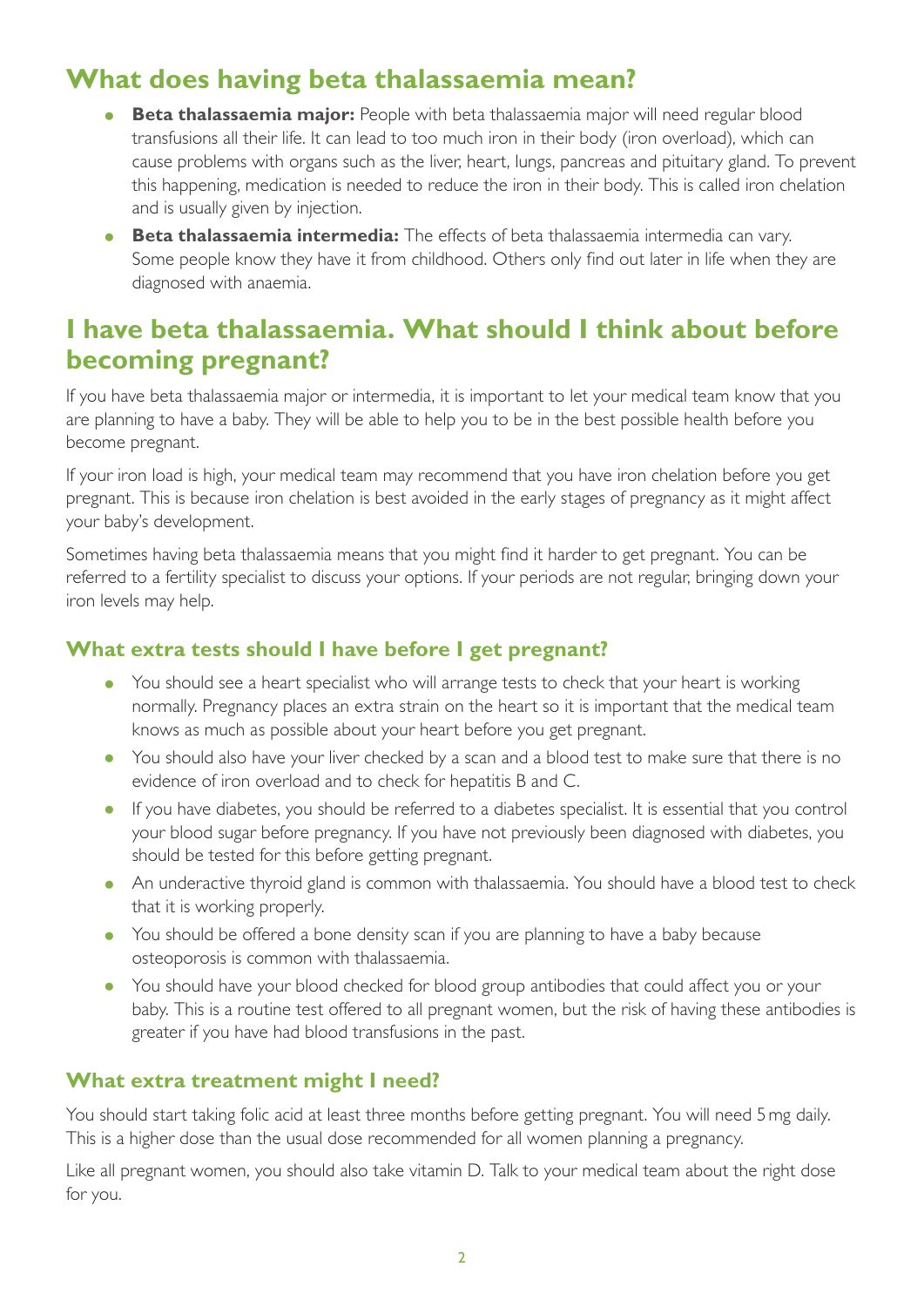## What does having beta thalassaemia mean?

- **Beta thalassaemia major:** People with beta thalassaemia major will need regular blood transfusions all their life. It can lead to too much iron in their body (iron overload), which can cause problems with organs such as the liver, heart, lungs, pancreas and pituitary gland. To prevent this happening, medication is needed to reduce the iron in their body. This is called iron chelation and is usually given by injection.
- **Beta thalassaemia intermedia:** The effects of beta thalassaemia intermedia can vary. Some people know they have it from childhood. Others only find out later in life when they are diagnosed with anaemia.

## I have beta thalassaemia. What should I think about before becoming pregnant?

If you have beta thalassaemia major or intermedia, it is important to let your medical team know that you are planning to have a baby. They will be able to help you to be in the best possible health before you become pregnant.

If your iron load is high, your medical team may recommend that you have iron chelation before you get pregnant. This is because iron chelation is best avoided in the early stages of pregnancy as it might affect your baby's development.

Sometimes having beta thalassaemia means that you might find it harder to get pregnant. You can be referred to a fertility specialist to discuss your options. If your periods are not regular, bringing down your iron levels may help.

### What extra tests should I have before I get pregnant?

- You should see a heart specialist who will arrange tests to check that your heart is working normally. Pregnancy places an extra strain on the heart so it is important that the medical team knows as much as possible about your heart before you get pregnant.
- You should also have your liver checked by a scan and a blood test to make sure that there is no evidence of iron overload and to check for hepatitis B and C.
- If you have diabetes, you should be referred to a diabetes specialist. It is essential that you control your blood sugar before pregnancy. If you have not previously been diagnosed with diabetes, you should be tested for this before getting pregnant.
- An underactive thyroid gland is common with thalassaemia. You should have a blood test to check that it is working properly.
- You should be offered a bone density scan if you are planning to have a baby because osteoporosis is common with thalassaemia.
- You should have your blood checked for blood group antibodies that could affect you or your baby. This is a routine test offered to all pregnant women, but the risk of having these antibodies is greater if you have had blood transfusions in the past.

### What extra treatment might I need?

You should start taking folic acid at least three months before getting pregnant. You will need 5 mg daily. This is a higher dose than the usual dose recommended for all women planning a pregnancy.

Like all pregnant women, you should also take vitamin D. Talk to your medical team about the right dose for you.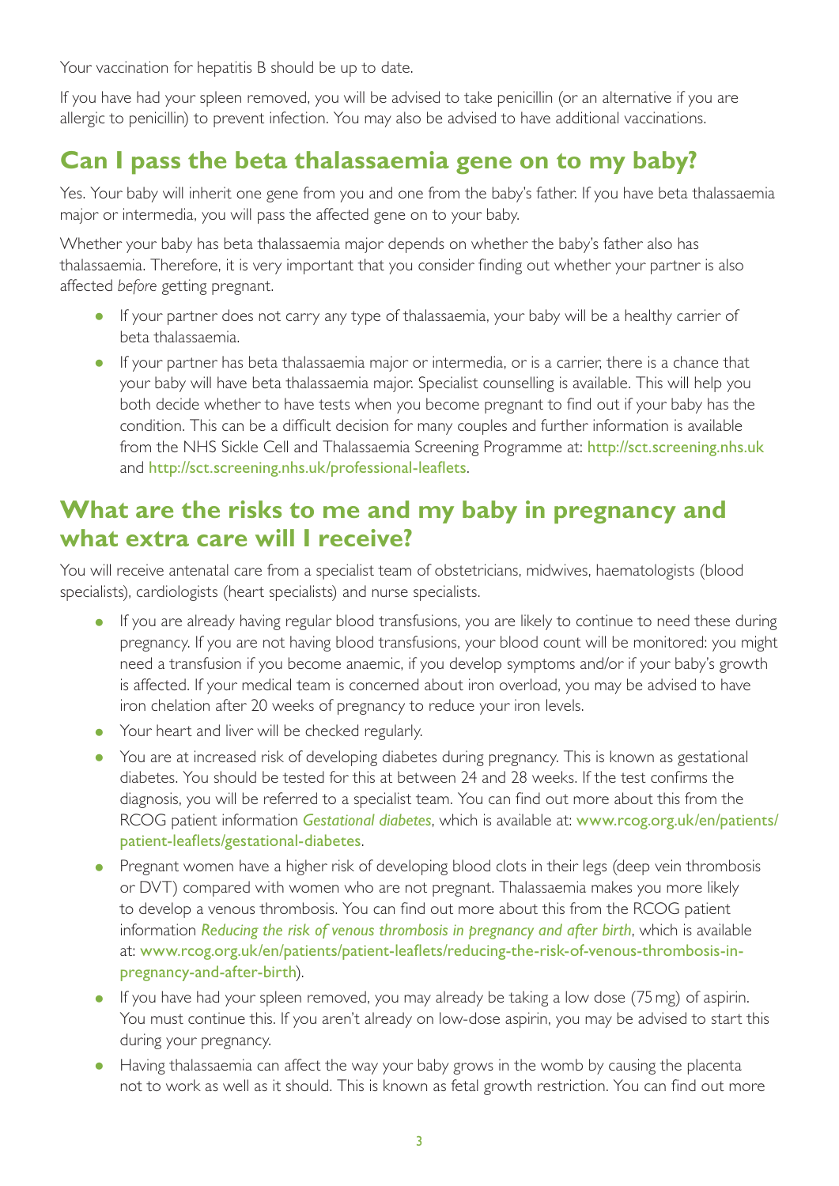Your vaccination for hepatitis B should be up to date.

If you have had your spleen removed, you will be advised to take penicillin (or an alternative if you are allergic to penicillin) to prevent infection. You may also be advised to have additional vaccinations.

## Can I pass the beta thalassaemia gene on to my baby?

Yes. Your baby will inherit one gene from you and one from the baby's father. If you have beta thalassaemia major or intermedia, you will pass the affected gene on to your baby.

Whether your baby has beta thalassaemia major depends on whether the baby's father also has thalassaemia. Therefore, it is very important that you consider finding out whether your partner is also affected *before* getting pregnant.

- If your partner does not carry any type of thalassaemia, your baby will be a healthy carrier of beta thalassaemia.
- If your partner has beta thalassaemia major or intermedia, or is a carrier, there is a chance that your baby will have beta thalassaemia major. Specialist counselling is available. This will help you both decide whether to have tests when you become pregnant to find out if your baby has the condition. This can be a difficult decision for many couples and further information is available from the NHS Sickle Cell and Thalassaemia Screening Programme at: http://sct.screening.nhs.uk and http://sct.screening.nhs.uk/professional-leaflets.

## What are the risks to me and my baby in pregnancy and what extra care will I receive?

You will receive antenatal care from a specialist team of obstetricians, midwives, haematologists (blood specialists), cardiologists (heart specialists) and nurse specialists.

- If you are already having regular blood transfusions, you are likely to continue to need these during pregnancy. If you are not having blood transfusions, your blood count will be monitored: you might need a transfusion if you become anaemic, if you develop symptoms and/or if your baby's growth is affected. If your medical team is concerned about iron overload, you may be advised to have iron chelation after 20 weeks of pregnancy to reduce your iron levels.
- Your heart and liver will be checked regularly.
- You are at increased risk of developing diabetes during pregnancy. This is known as gestational diabetes. You should be tested for this at between 24 and 28 weeks. If the test confirms the diagnosis, you will be referred to a specialist team. You can find out more about this from the RCOG patient information *Gestational diabetes*, which is available at: www.rcog.org.uk/en/patients/patient-leaflets/gestational-diabetes.
- Pregnant women have a higher risk of developing blood clots in their legs (deep vein thrombosis or DVT) compared with women who are not pregnant. Thalassaemia makes you more likely to develop a venous thrombosis. You can find out more about this from the RCOG patient information *Reducing the risk of venous thrombosis in pregnancy and after birth*, which is available at: www.rcog.org.uk/en/patients/patient-leaflets/reducing-the-risk-of-venous-thrombosis-in-pregnancy-and-after-birth).
- If you have had your spleen removed, you may already be taking a low dose (75 mg) of aspirin. You must continue this. If you aren't already on low-dose aspirin, you may be advised to start this during your pregnancy.
- Having thalassaemia can affect the way your baby grows in the womb by causing the placenta not to work as well as it should. This is known as fetal growth restriction. You can find out more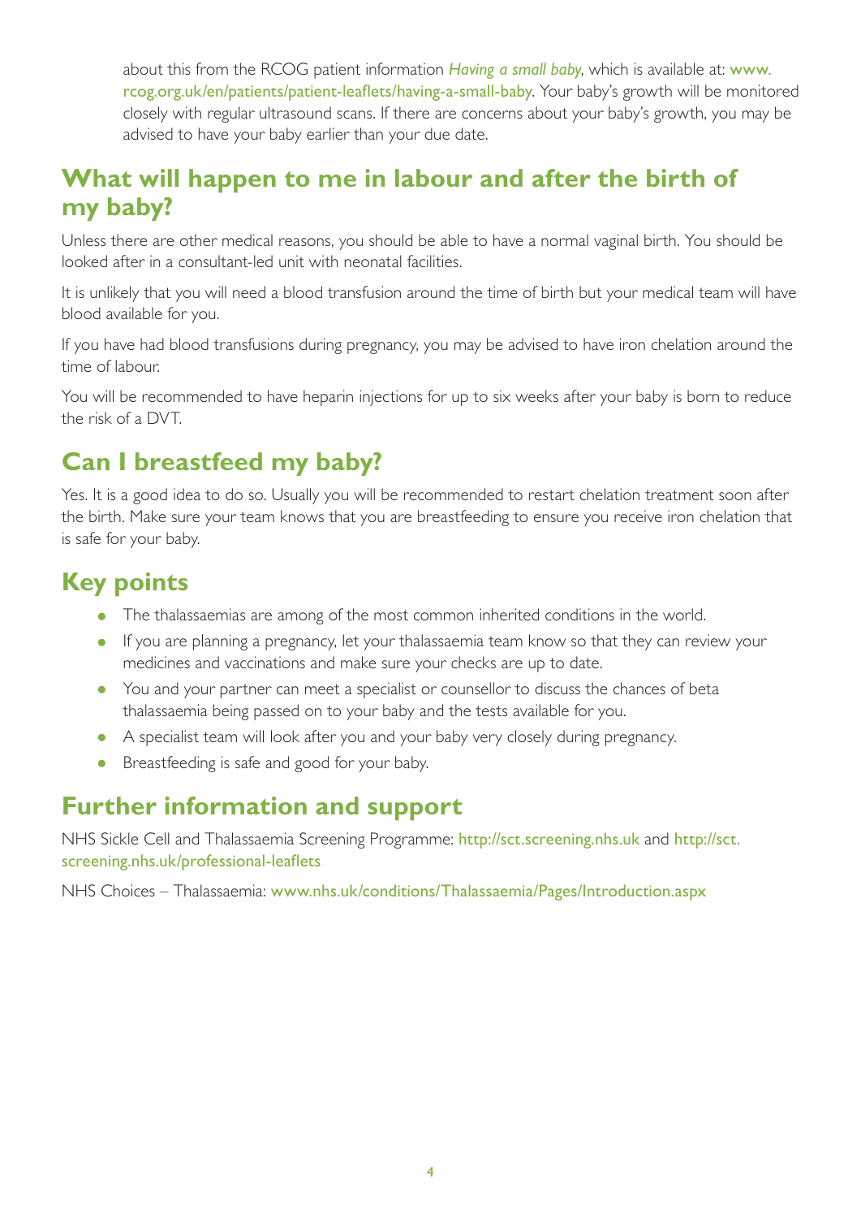about this from the RCOG patient information *Having a small baby*, which is available at: www.rcog.org.uk/en/patients/patient-leaflets/having-a-small-baby. Your baby's growth will be monitored closely with regular ultrasound scans. If there are concerns about your baby's growth, you may be advised to have your baby earlier than your due date.

## What will happen to me in labour and after the birth of my baby?

Unless there are other medical reasons, you should be able to have a normal vaginal birth. You should be looked after in a consultant-led unit with neonatal facilities.

It is unlikely that you will need a blood transfusion around the time of birth but your medical team will have blood available for you.

If you have had blood transfusions during pregnancy, you may be advised to have iron chelation around the time of labour.

You will be recommended to have heparin injections for up to six weeks after your baby is born to reduce the risk of a DVT.

## Can I breastfeed my baby?

Yes. It is a good idea to do so. Usually you will be recommended to restart chelation treatment soon after the birth. Make sure your team knows that you are breastfeeding to ensure you receive iron chelation that is safe for your baby.

## Key points

- The thalassaemias are among of the most common inherited conditions in the world.
- If you are planning a pregnancy, let your thalassaemia team know so that they can review your medicines and vaccinations and make sure your checks are up to date.
- You and your partner can meet a specialist or counsellor to discuss the chances of beta thalassaemia being passed on to your baby and the tests available for you.
- A specialist team will look after you and your baby very closely during pregnancy.
- Breastfeeding is safe and good for your baby.

## Further information and support

NHS Sickle Cell and Thalassaemia Screening Programme: http://sct.screening.nhs.uk and http://sct.screening.nhs.uk/professional-leaflets

NHS Choices – Thalassaemia: www.nhs.uk/conditions/Thalassaemia/Pages/Introduction.aspx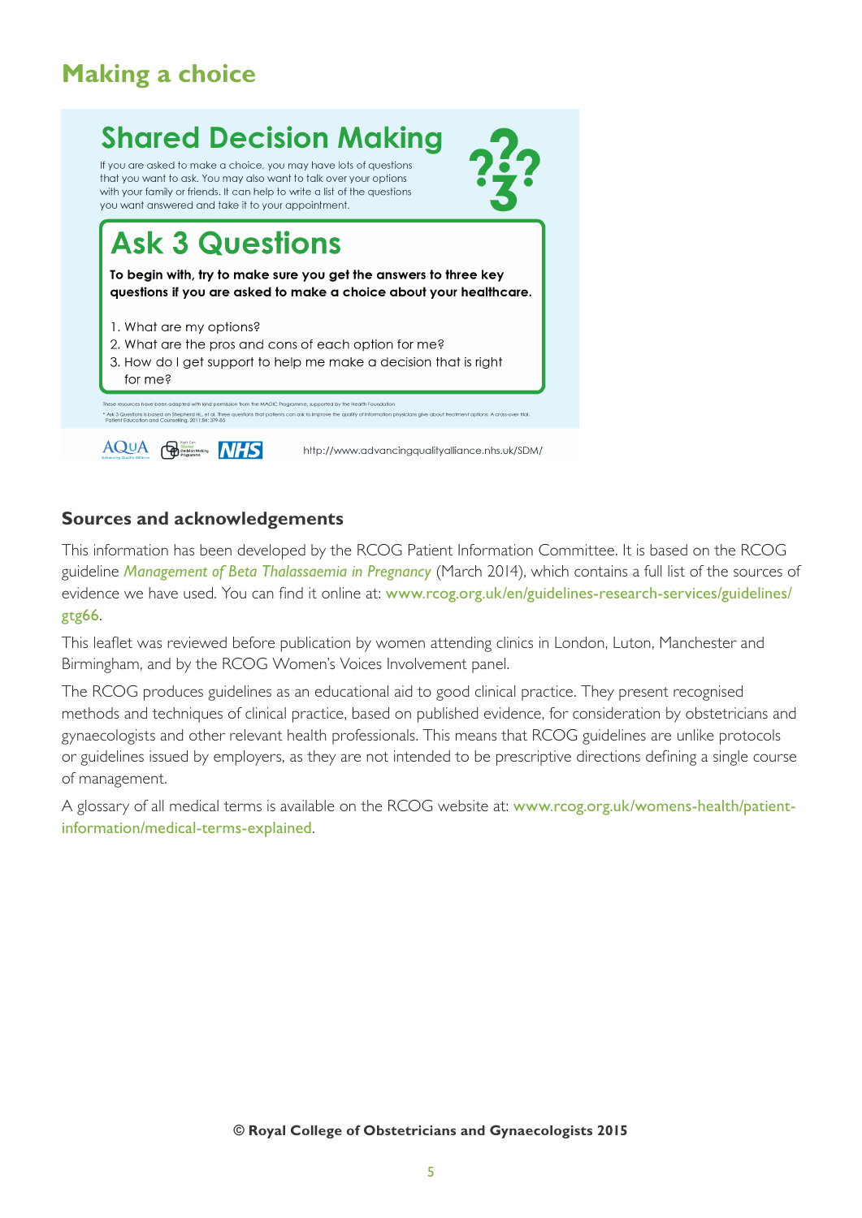## Making a choice

# Shared Decision Making

If you are asked to make a choice, you may have lots of questions that you want to ask. You may also want to talk over your options with your family or friends. It can help to write a list of the questions you want answered and take it to your appointment.

## Ask 3 Questions

**To begin with, try to make sure you get the answers to three key questions if you are asked to make a choice about your healthcare.**

1. What are my options?
2. What are the pros and cons of each option for me?
3. How do I get support to help me make a decision that is right for me?

These resources have been adapted with kind permission from the MAGIC Programme, supported by the Health Foundation

* Ask 3 Questions is based on Shepherd HL, et al. Three questions that patients can ask to improve the quality of information physicians give about treatment options: A cross-over trial. Patient Education and Counselling, 2011;84: 379-85

AQuA Advancing Quality Alliance | Right Care Shared Decision Making Programme | NHS

http://www.advancingqualityalliance.nhs.uk/SDM/

### Sources and acknowledgements

This information has been developed by the RCOG Patient Information Committee. It is based on the RCOG guideline *Management of Beta Thalassaemia in Pregnancy* (March 2014), which contains a full list of the sources of evidence we have used. You can find it online at: www.rcog.org.uk/en/guidelines-research-services/guidelines/gtg66.

This leaflet was reviewed before publication by women attending clinics in London, Luton, Manchester and Birmingham, and by the RCOG Women's Voices Involvement panel.

The RCOG produces guidelines as an educational aid to good clinical practice. They present recognised methods and techniques of clinical practice, based on published evidence, for consideration by obstetricians and gynaecologists and other relevant health professionals. This means that RCOG guidelines are unlike protocols or guidelines issued by employers, as they are not intended to be prescriptive directions defining a single course of management.

A glossary of all medical terms is available on the RCOG website at: www.rcog.org.uk/womens-health/patient-information/medical-terms-explained.

**© Royal College of Obstetricians and Gynaecologists 2015**